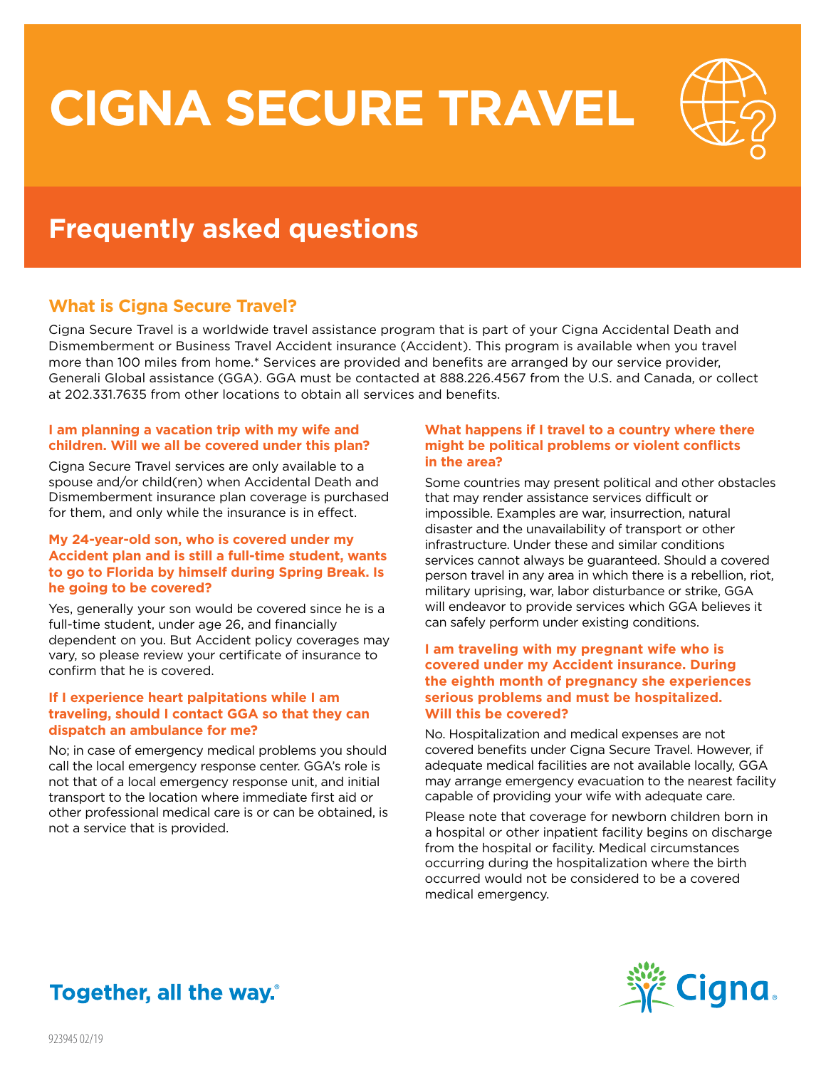# CIGNA SECURE TRAVEL

## Frequently asked questions

### What is Cigna Secure Travel?

Cigna Secure Travel is a worldwide travel assistance program that is part of your Cigna Accidental Death and Dismemberment or Business Travel Accident insurance (Accident). This program is available when you travel more than 100 miles from home.* Services are provided and benefits are arranged by our service provider, Generali Global assistance (GGA). GGA must be contacted at 888.226.4567 from the U.S. and Canada, or collect at 202.331.7635 from other locations to obtain all services and benefits.

**I am planning a vacation trip with my wife and children. Will we all be covered under this plan?**

Cigna Secure Travel services are only available to a spouse and/or child(ren) when Accidental Death and Dismemberment insurance plan coverage is purchased for them, and only while the insurance is in effect.

**My 24-year-old son, who is covered under my Accident plan and is still a full-time student, wants to go to Florida by himself during Spring Break. Is he going to be covered?**

Yes, generally your son would be covered since he is a full-time student, under age 26, and financially dependent on you. But Accident policy coverages may vary, so please review your certificate of insurance to confirm that he is covered.

**If I experience heart palpitations while I am traveling, should I contact GGA so that they can dispatch an ambulance for me?**

No; in case of emergency medical problems you should call the local emergency response center. GGA's role is not that of a local emergency response unit, and initial transport to the location where immediate first aid or other professional medical care is or can be obtained, is not a service that is provided.

**What happens if I travel to a country where there might be political problems or violent conflicts in the area?**

Some countries may present political and other obstacles that may render assistance services difficult or impossible. Examples are war, insurrection, natural disaster and the unavailability of transport or other infrastructure. Under these and similar conditions services cannot always be guaranteed. Should a covered person travel in any area in which there is a rebellion, riot, military uprising, war, labor disturbance or strike, GGA will endeavor to provide services which GGA believes it can safely perform under existing conditions.

**I am traveling with my pregnant wife who is covered under my Accident insurance. During the eighth month of pregnancy she experiences serious problems and must be hospitalized. Will this be covered?**

No. Hospitalization and medical expenses are not covered benefits under Cigna Secure Travel. However, if adequate medical facilities are not available locally, GGA may arrange emergency evacuation to the nearest facility capable of providing your wife with adequate care.

Please note that coverage for newborn children born in a hospital or other inpatient facility begins on discharge from the hospital or facility. Medical circumstances occurring during the hospitalization where the birth occurred would not be considered to be a covered medical emergency.

Together, all the way.®

Cigna.

923945 02/19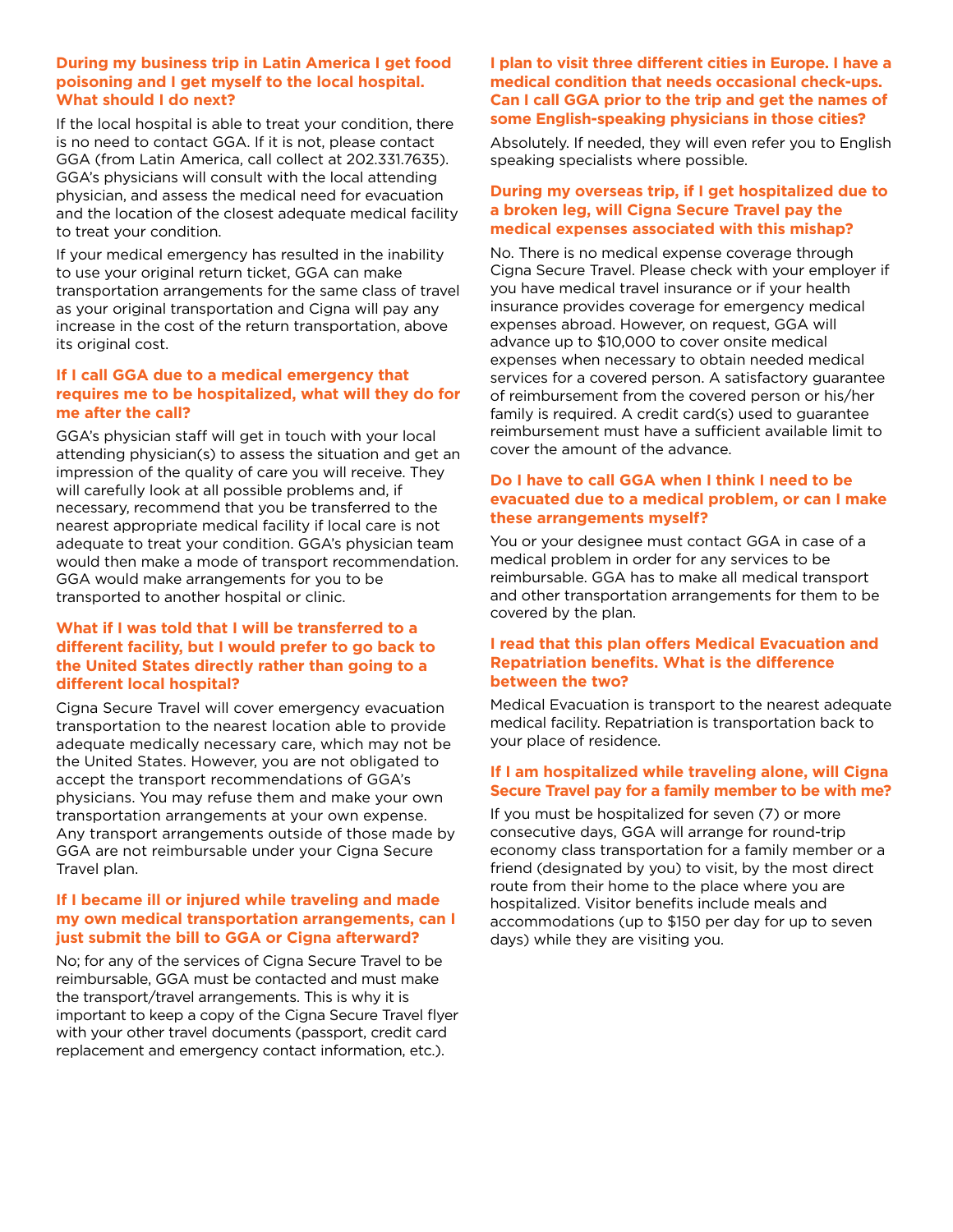### During my business trip in Latin America I get food poisoning and I get myself to the local hospital. What should I do next?

If the local hospital is able to treat your condition, there is no need to contact GGA. If it is not, please contact GGA (from Latin America, call collect at 202.331.7635). GGA's physicians will consult with the local attending physician, and assess the medical need for evacuation and the location of the closest adequate medical facility to treat your condition.

If your medical emergency has resulted in the inability to use your original return ticket, GGA can make transportation arrangements for the same class of travel as your original transportation and Cigna will pay any increase in the cost of the return transportation, above its original cost.

### If I call GGA due to a medical emergency that requires me to be hospitalized, what will they do for me after the call?

GGA's physician staff will get in touch with your local attending physician(s) to assess the situation and get an impression of the quality of care you will receive. They will carefully look at all possible problems and, if necessary, recommend that you be transferred to the nearest appropriate medical facility if local care is not adequate to treat your condition. GGA's physician team would then make a mode of transport recommendation. GGA would make arrangements for you to be transported to another hospital or clinic.

### What if I was told that I will be transferred to a different facility, but I would prefer to go back to the United States directly rather than going to a different local hospital?

Cigna Secure Travel will cover emergency evacuation transportation to the nearest location able to provide adequate medically necessary care, which may not be the United States. However, you are not obligated to accept the transport recommendations of GGA's physicians. You may refuse them and make your own transportation arrangements at your own expense. Any transport arrangements outside of those made by GGA are not reimbursable under your Cigna Secure Travel plan.

### If I became ill or injured while traveling and made my own medical transportation arrangements, can I just submit the bill to GGA or Cigna afterward?

No; for any of the services of Cigna Secure Travel to be reimbursable, GGA must be contacted and must make the transport/travel arrangements. This is why it is important to keep a copy of the Cigna Secure Travel flyer with your other travel documents (passport, credit card replacement and emergency contact information, etc.).

### I plan to visit three different cities in Europe. I have a medical condition that needs occasional check-ups. Can I call GGA prior to the trip and get the names of some English-speaking physicians in those cities?

Absolutely. If needed, they will even refer you to English speaking specialists where possible.

### During my overseas trip, if I get hospitalized due to a broken leg, will Cigna Secure Travel pay the medical expenses associated with this mishap?

No. There is no medical expense coverage through Cigna Secure Travel. Please check with your employer if you have medical travel insurance or if your health insurance provides coverage for emergency medical expenses abroad. However, on request, GGA will advance up to $10,000 to cover onsite medical expenses when necessary to obtain needed medical services for a covered person. A satisfactory guarantee of reimbursement from the covered person or his/her family is required. A credit card(s) used to guarantee reimbursement must have a sufficient available limit to cover the amount of the advance.

### Do I have to call GGA when I think I need to be evacuated due to a medical problem, or can I make these arrangements myself?

You or your designee must contact GGA in case of a medical problem in order for any services to be reimbursable. GGA has to make all medical transport and other transportation arrangements for them to be covered by the plan.

### I read that this plan offers Medical Evacuation and Repatriation benefits. What is the difference between the two?

Medical Evacuation is transport to the nearest adequate medical facility. Repatriation is transportation back to your place of residence.

### If I am hospitalized while traveling alone, will Cigna Secure Travel pay for a family member to be with me?

If you must be hospitalized for seven (7) or more consecutive days, GGA will arrange for round-trip economy class transportation for a family member or a friend (designated by you) to visit, by the most direct route from their home to the place where you are hospitalized. Visitor benefits include meals and accommodations (up to $150 per day for up to seven days) while they are visiting you.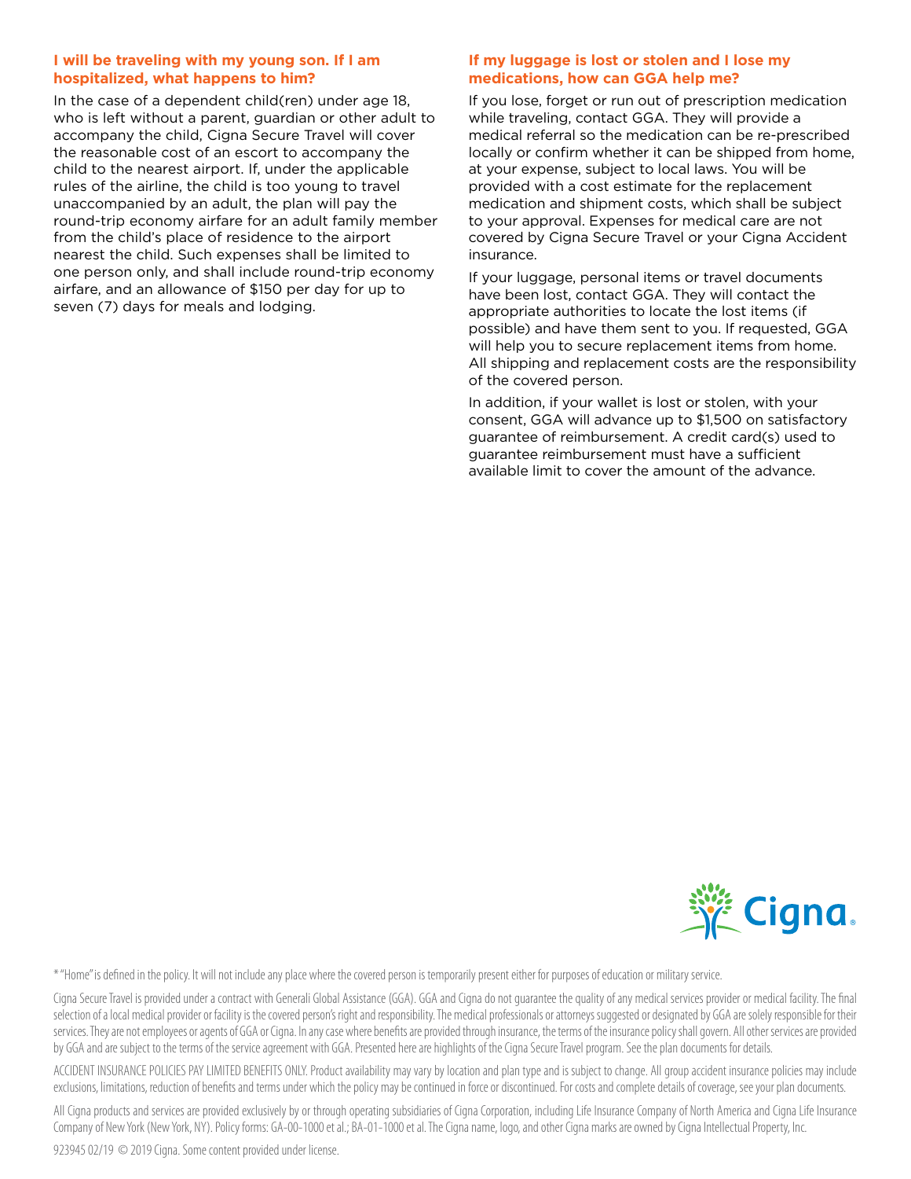### I will be traveling with my young son. If I am hospitalized, what happens to him?

In the case of a dependent child(ren) under age 18, who is left without a parent, guardian or other adult to accompany the child, Cigna Secure Travel will cover the reasonable cost of an escort to accompany the child to the nearest airport. If, under the applicable rules of the airline, the child is too young to travel unaccompanied by an adult, the plan will pay the round-trip economy airfare for an adult family member from the child's place of residence to the airport nearest the child. Such expenses shall be limited to one person only, and shall include round-trip economy airfare, and an allowance of $150 per day for up to seven (7) days for meals and lodging.

### If my luggage is lost or stolen and I lose my medications, how can GGA help me?

If you lose, forget or run out of prescription medication while traveling, contact GGA. They will provide a medical referral so the medication can be re-prescribed locally or confirm whether it can be shipped from home, at your expense, subject to local laws. You will be provided with a cost estimate for the replacement medication and shipment costs, which shall be subject to your approval. Expenses for medical care are not covered by Cigna Secure Travel or your Cigna Accident insurance.

If your luggage, personal items or travel documents have been lost, contact GGA. They will contact the appropriate authorities to locate the lost items (if possible) and have them sent to you. If requested, GGA will help you to secure replacement items from home. All shipping and replacement costs are the responsibility of the covered person.

In addition, if your wallet is lost or stolen, with your consent, GGA will advance up to $1,500 on satisfactory guarantee of reimbursement. A credit card(s) used to guarantee reimbursement must have a sufficient available limit to cover the amount of the advance.

Cigna.

* "Home" is defined in the policy. It will not include any place where the covered person is temporarily present either for purposes of education or military service.

Cigna Secure Travel is provided under a contract with Generali Global Assistance (GGA). GGA and Cigna do not guarantee the quality of any medical services provider or medical facility. The final selection of a local medical provider or facility is the covered person's right and responsibility. The medical professionals or attorneys suggested or designated by GGA are solely responsible for their services. They are not employees or agents of GGA or Cigna. In any case where benefits are provided through insurance, the terms of the insurance policy shall govern. All other services are provided by GGA and are subject to the terms of the service agreement with GGA. Presented here are highlights of the Cigna Secure Travel program. See the plan documents for details.

ACCIDENT INSURANCE POLICIES PAY LIMITED BENEFITS ONLY. Product availability may vary by location and plan type and is subject to change. All group accident insurance policies may include exclusions, limitations, reduction of benefits and terms under which the policy may be continued in force or discontinued. For costs and complete details of coverage, see your plan documents.

All Cigna products and services are provided exclusively by or through operating subsidiaries of Cigna Corporation, including Life Insurance Company of North America and Cigna Life Insurance Company of New York (New York, NY). Policy forms: GA-00-1000 et al.; BA-01-1000 et al. The Cigna name, logo, and other Cigna marks are owned by Cigna Intellectual Property, Inc.

923945 02/19 © 2019 Cigna. Some content provided under license.